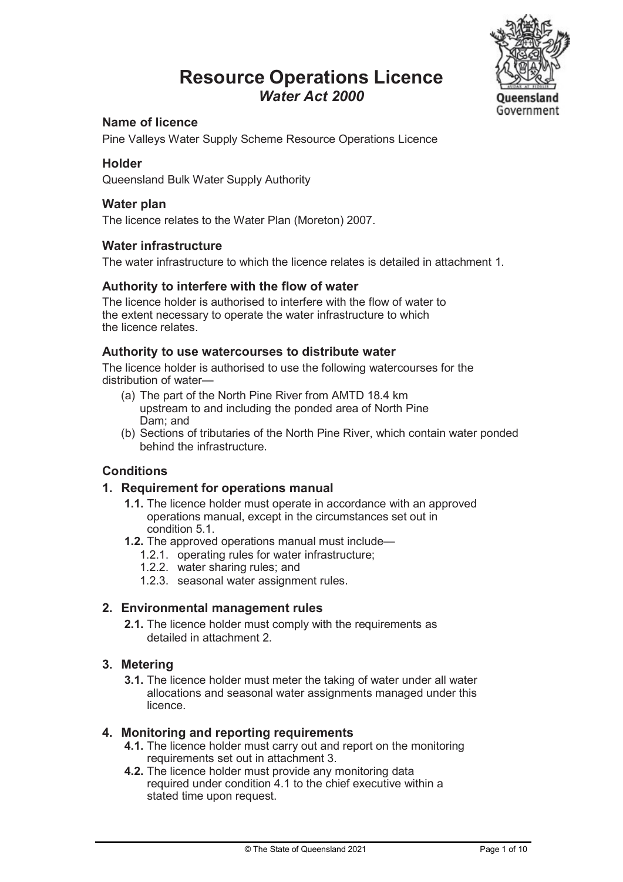# Resource Operations Licence

## *Water Act 2000*

### Name of licence

Pine Valleys Water Supply Scheme Resource Operations Licence

### Holder

Queensland Bulk Water Supply Authority

### Water plan

The licence relates to the Water Plan (Moreton) 2007.

### Water infrastructure

The water infrastructure to which the licence relates is detailed in attachment 1.

### Authority to interfere with the flow of water

The licence holder is authorised to interfere with the flow of water to the extent necessary to operate the water infrastructure to which the licence relates.

### Authority to use watercourses to distribute water

The licence holder is authorised to use the following watercourses for the distribution of water—

- (a) The part of the North Pine River from AMTD 18.4 km upstream to and including the ponded area of North Pine Dam; and
- (b) Sections of tributaries of the North Pine River, which contain water ponded behind the infrastructure.

### Conditions

#### 1. Requirement for operations manual

- **1.1.** The licence holder must operate in accordance with an approved operations manual, except in the circumstances set out in condition 5.1.
- **1.2.** The approved operations manual must include—
  - 1.2.1. operating rules for water infrastructure;
  - 1.2.2. water sharing rules; and
  - 1.2.3. seasonal water assignment rules.

#### 2. Environmental management rules

- **2.1.** The licence holder must comply with the requirements as detailed in attachment 2.

#### 3. Metering

- **3.1.** The licence holder must meter the taking of water under all water allocations and seasonal water assignments managed under this licence.

#### 4. Monitoring and reporting requirements

- **4.1.** The licence holder must carry out and report on the monitoring requirements set out in attachment 3.
- **4.2.** The licence holder must provide any monitoring data required under condition 4.1 to the chief executive within a stated time upon request.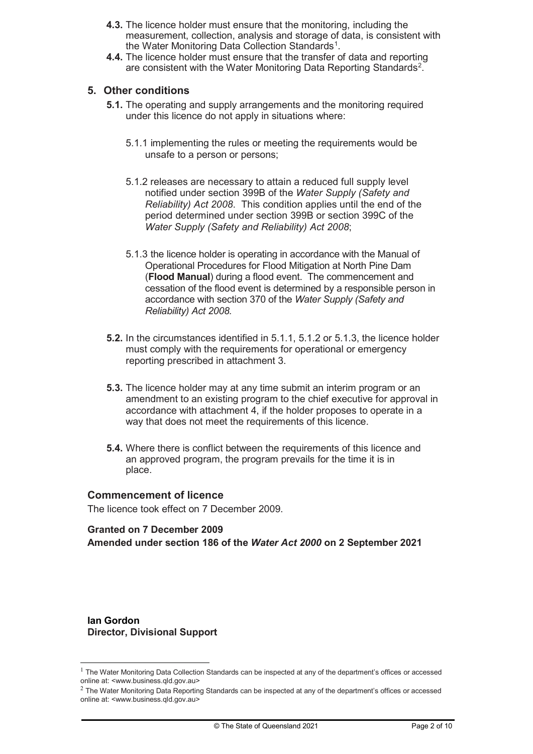**4.3.** The licence holder must ensure that the monitoring, including the measurement, collection, analysis and storage of data, is consistent with the Water Monitoring Data Collection Standards[1].

**4.4.** The licence holder must ensure that the transfer of data and reporting are consistent with the Water Monitoring Data Reporting Standards[2].

## 5. Other conditions

**5.1.** The operating and supply arrangements and the monitoring required under this licence do not apply in situations where:

5.1.1 implementing the rules or meeting the requirements would be unsafe to a person or persons;

5.1.2 releases are necessary to attain a reduced full supply level notified under section 399B of the *Water Supply (Safety and Reliability) Act 2008*. This condition applies until the end of the period determined under section 399B or section 399C of the *Water Supply (Safety and Reliability) Act 2008*;

5.1.3 the licence holder is operating in accordance with the Manual of Operational Procedures for Flood Mitigation at North Pine Dam (**Flood Manual**) during a flood event. The commencement and cessation of the flood event is determined by a responsible person in accordance with section 370 of the *Water Supply (Safety and Reliability) Act 2008.*

**5.2.** In the circumstances identified in 5.1.1, 5.1.2 or 5.1.3, the licence holder must comply with the requirements for operational or emergency reporting prescribed in attachment 3.

**5.3.** The licence holder may at any time submit an interim program or an amendment to an existing program to the chief executive for approval in accordance with attachment 4, if the holder proposes to operate in a way that does not meet the requirements of this licence.

**5.4.** Where there is conflict between the requirements of this licence and an approved program, the program prevails for the time it is in place.

### Commencement of licence

The licence took effect on 7 December 2009.

**Granted on 7 December 2009**
**Amended under section 186 of the *Water Act 2000* on 2 September 2021**

**Ian Gordon**
**Director, Divisional Support**

[1] The Water Monitoring Data Collection Standards can be inspected at any of the department's offices or accessed online at: <www.business.qld.gov.au>

[2] The Water Monitoring Data Reporting Standards can be inspected at any of the department's offices or accessed online at: <www.business.qld.gov.au>

© The State of Queensland 2021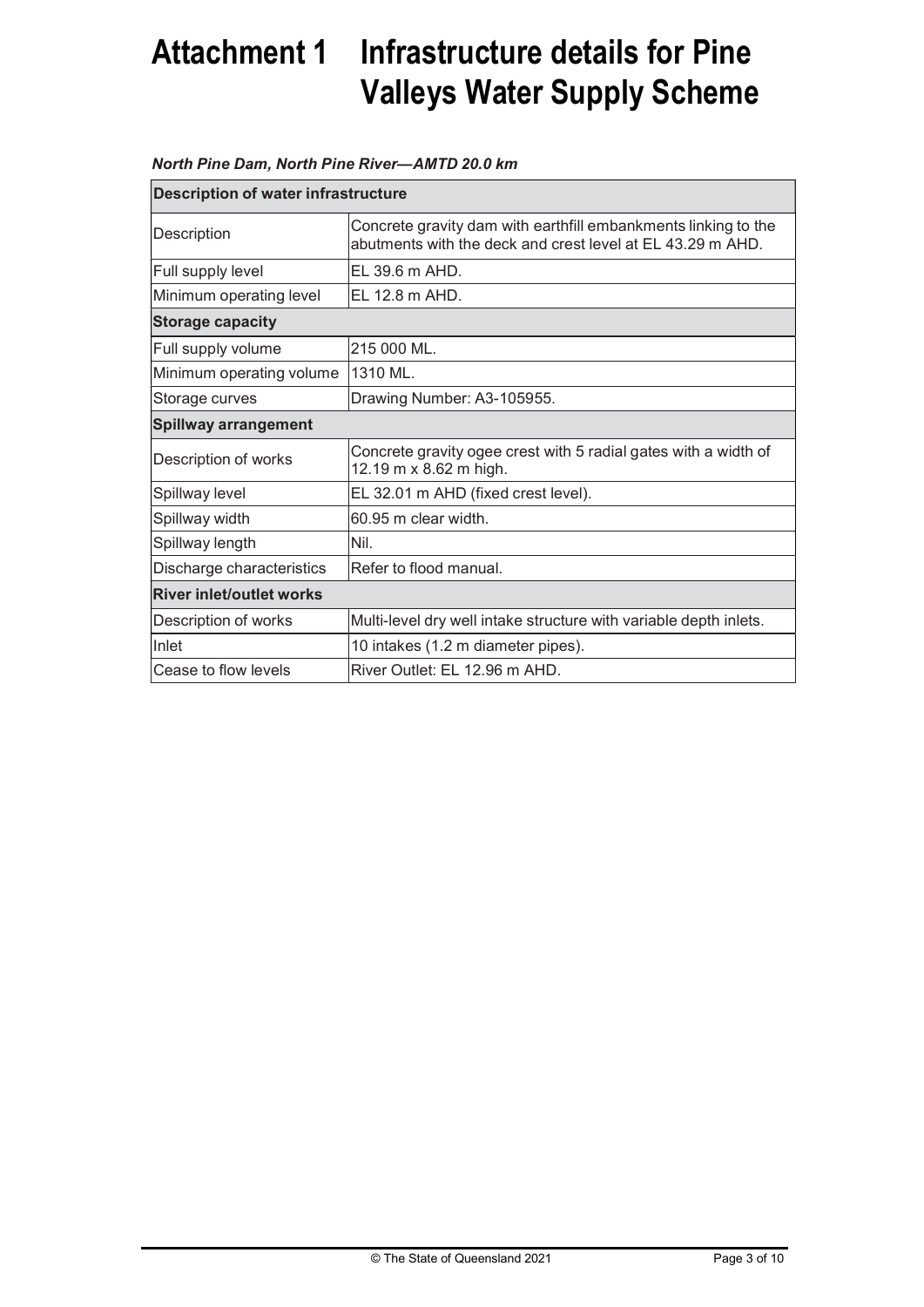# Attachment 1 Infrastructure details for Pine Valleys Water Supply Scheme

*North Pine Dam, North Pine River—AMTD 20.0 km*

| **Description of water infrastructure** | |
|---|---|
| Description | Concrete gravity dam with earthfill embankments linking to the abutments with the deck and crest level at EL 43.29 m AHD. |
| Full supply level | EL 39.6 m AHD. |
| Minimum operating level | EL 12.8 m AHD. |
| **Storage capacity** | |
| Full supply volume | 215 000 ML. |
| Minimum operating volume | 1310 ML. |
| Storage curves | Drawing Number: A3-105955. |
| **Spillway arrangement** | |
| Description of works | Concrete gravity ogee crest with 5 radial gates with a width of 12.19 m x 8.62 m high. |
| Spillway level | EL 32.01 m AHD (fixed crest level). |
| Spillway width | 60.95 m clear width. |
| Spillway length | Nil. |
| Discharge characteristics | Refer to flood manual. |
| **River inlet/outlet works** | |
| Description of works | Multi-level dry well intake structure with variable depth inlets. |
| Inlet | 10 intakes (1.2 m diameter pipes). |
| Cease to flow levels | River Outlet: EL 12.96 m AHD. |

© The State of Queensland 2021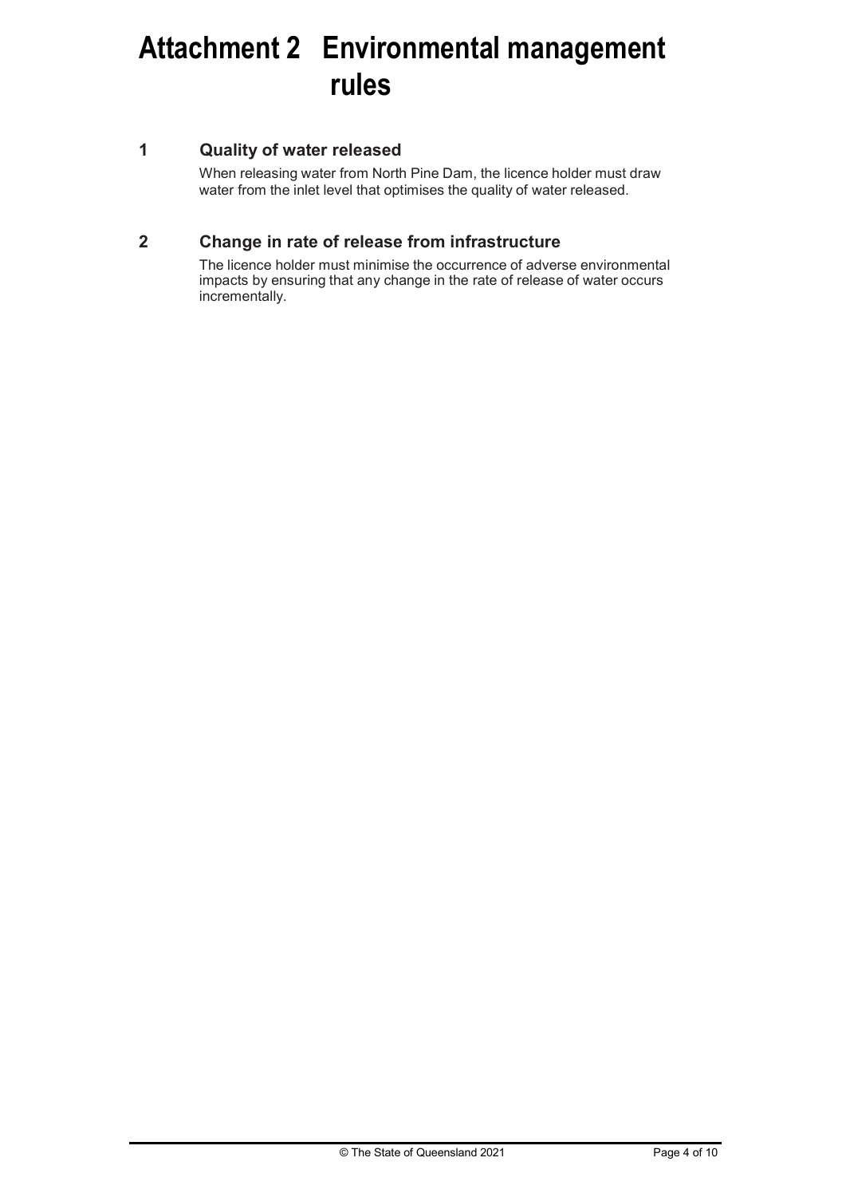# Attachment 2 Environmental management rules

## 1 Quality of water released

When releasing water from North Pine Dam, the licence holder must draw water from the inlet level that optimises the quality of water released.

## 2 Change in rate of release from infrastructure

The licence holder must minimise the occurrence of adverse environmental impacts by ensuring that any change in the rate of release of water occurs incrementally.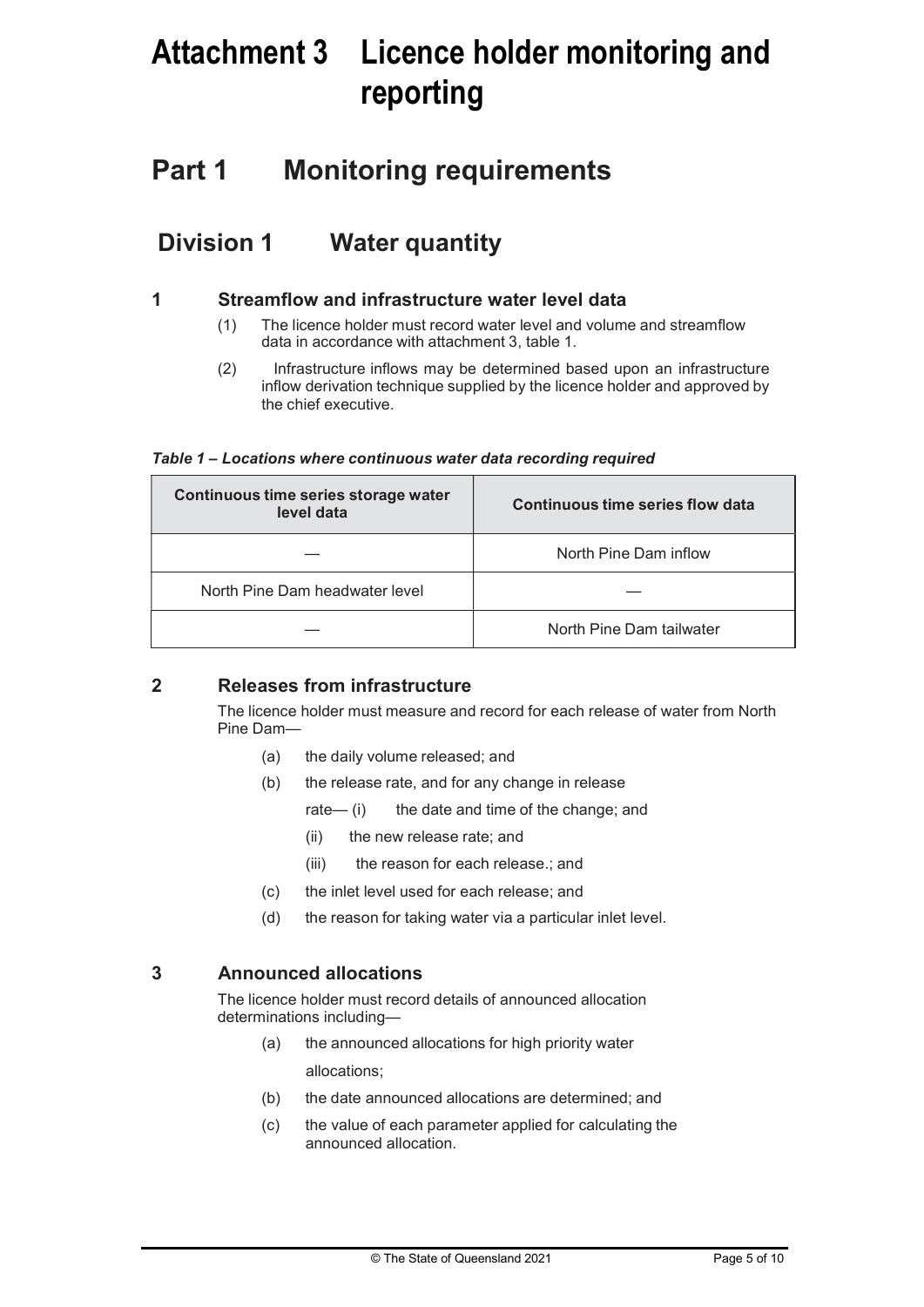# Attachment 3 Licence holder monitoring and reporting

## Part 1 Monitoring requirements

### Division 1 Water quantity

#### 1 Streamflow and infrastructure water level data

(1) The licence holder must record water level and volume and streamflow data in accordance with attachment 3, table 1.

(2) Infrastructure inflows may be determined based upon an infrastructure inflow derivation technique supplied by the licence holder and approved by the chief executive.

***Table 1 – Locations where continuous water data recording required***

| Continuous time series storage water level data | Continuous time series flow data |
|---|---|
| — | North Pine Dam inflow |
| North Pine Dam headwater level | — |
| — | North Pine Dam tailwater |

#### 2 Releases from infrastructure

The licence holder must measure and record for each release of water from North Pine Dam—

(a) the daily volume released; and

(b) the release rate, and for any change in release rate— (i) the date and time of the change; and

(ii) the new release rate; and

(iii) the reason for each release.; and

(c) the inlet level used for each release; and

(d) the reason for taking water via a particular inlet level.

#### 3 Announced allocations

The licence holder must record details of announced allocation determinations including—

(a) the announced allocations for high priority water allocations;

(b) the date announced allocations are determined; and

(c) the value of each parameter applied for calculating the announced allocation.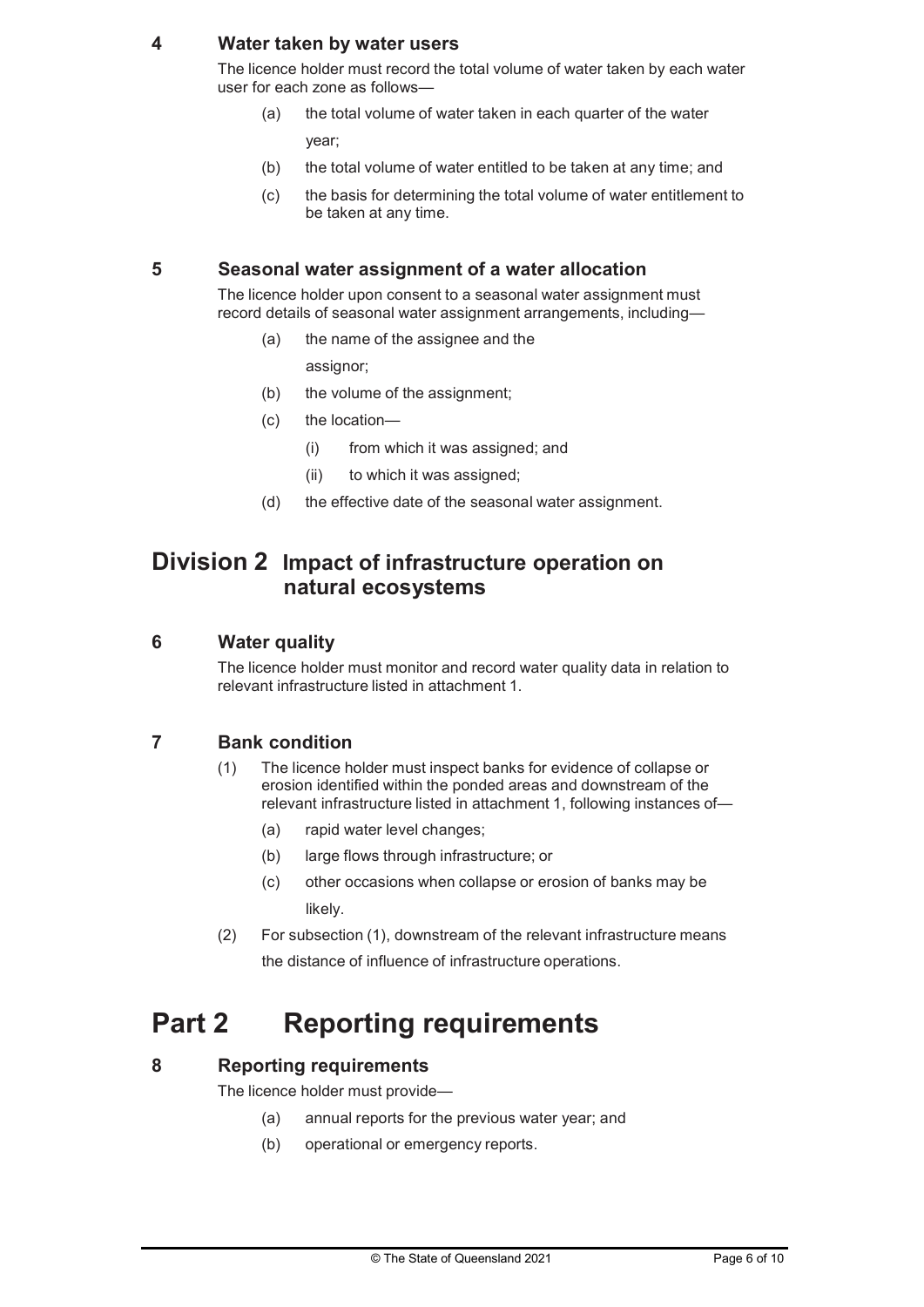### 4 Water taken by water users

The licence holder must record the total volume of water taken by each water user for each zone as follows—

- (a) the total volume of water taken in each quarter of the water year;
- (b) the total volume of water entitled to be taken at any time; and
- (c) the basis for determining the total volume of water entitlement to be taken at any time.

### 5 Seasonal water assignment of a water allocation

The licence holder upon consent to a seasonal water assignment must record details of seasonal water assignment arrangements, including—

- (a) the name of the assignee and the assignor;
- (b) the volume of the assignment;
- (c) the location—
  - (i) from which it was assigned; and
  - (ii) to which it was assigned;
- (d) the effective date of the seasonal water assignment.

## Division 2 Impact of infrastructure operation on natural ecosystems

### 6 Water quality

The licence holder must monitor and record water quality data in relation to relevant infrastructure listed in attachment 1.

### 7 Bank condition

(1) The licence holder must inspect banks for evidence of collapse or erosion identified within the ponded areas and downstream of the relevant infrastructure listed in attachment 1, following instances of—

- (a) rapid water level changes;
- (b) large flows through infrastructure; or
- (c) other occasions when collapse or erosion of banks may be likely.

(2) For subsection (1), downstream of the relevant infrastructure means the distance of influence of infrastructure operations.

# Part 2 Reporting requirements

### 8 Reporting requirements

The licence holder must provide—

- (a) annual reports for the previous water year; and
- (b) operational or emergency reports.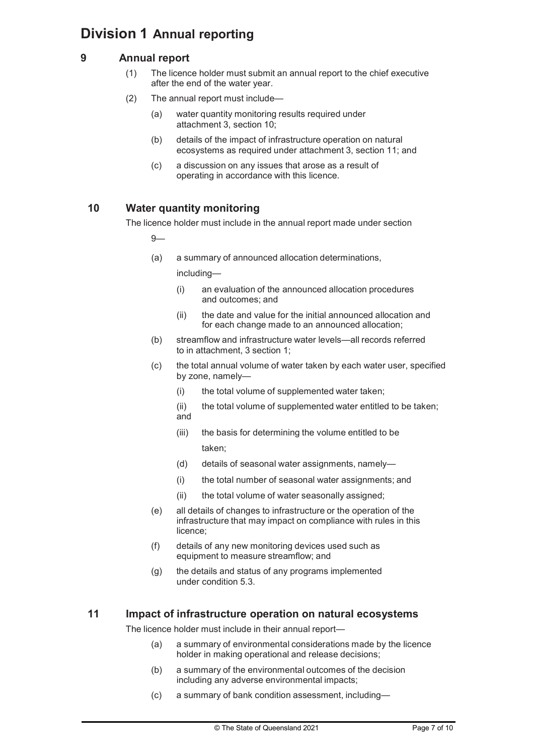# Division 1 Annual reporting

## 9 Annual report

(1) The licence holder must submit an annual report to the chief executive after the end of the water year.

(2) The annual report must include—

- (a) water quantity monitoring results required under attachment 3, section 10;
- (b) details of the impact of infrastructure operation on natural ecosystems as required under attachment 3, section 11; and
- (c) a discussion on any issues that arose as a result of operating in accordance with this licence.

## 10 Water quantity monitoring

The licence holder must include in the annual report made under section 9—

- (a) a summary of announced allocation determinations, including—
  - (i) an evaluation of the announced allocation procedures and outcomes; and
  - (ii) the date and value for the initial announced allocation and for each change made to an announced allocation;
- (b) streamflow and infrastructure water levels—all records referred to in attachment, 3 section 1;
- (c) the total annual volume of water taken by each water user, specified by zone, namely—
  - (i) the total volume of supplemented water taken;
  - (ii) the total volume of supplemented water entitled to be taken; and
  - (iii) the basis for determining the volume entitled to be taken;
- (d) details of seasonal water assignments, namely—
  - (i) the total number of seasonal water assignments; and
  - (ii) the total volume of water seasonally assigned;
- (e) all details of changes to infrastructure or the operation of the infrastructure that may impact on compliance with rules in this licence;
- (f) details of any new monitoring devices used such as equipment to measure streamflow; and
- (g) the details and status of any programs implemented under condition 5.3.

## 11 Impact of infrastructure operation on natural ecosystems

The licence holder must include in their annual report—

- (a) a summary of environmental considerations made by the licence holder in making operational and release decisions;
- (b) a summary of the environmental outcomes of the decision including any adverse environmental impacts;
- (c) a summary of bank condition assessment, including—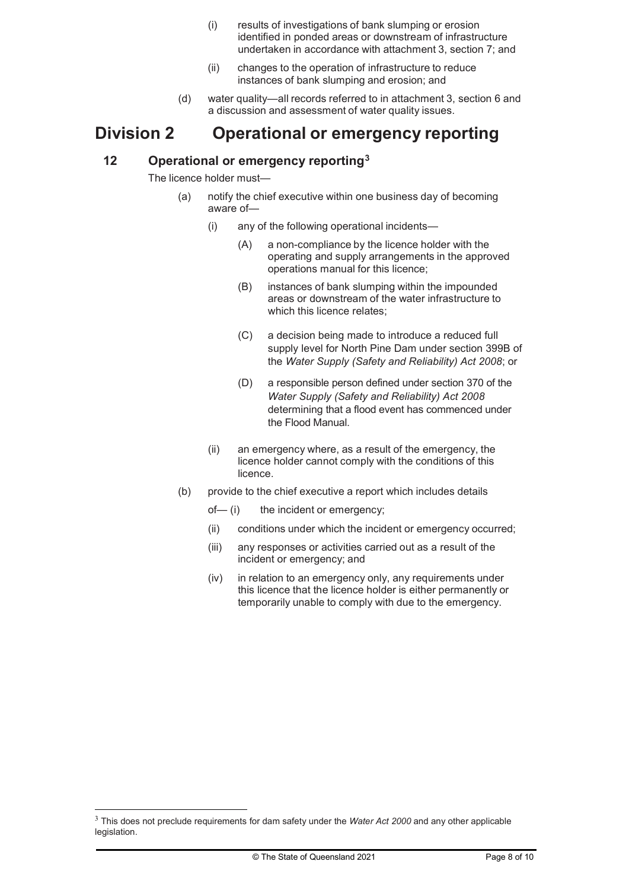(i) results of investigations of bank slumping or erosion identified in ponded areas or downstream of infrastructure undertaken in accordance with attachment 3, section 7; and

(ii) changes to the operation of infrastructure to reduce instances of bank slumping and erosion; and

(d) water quality—all records referred to in attachment 3, section 6 and a discussion and assessment of water quality issues.

# Division 2 Operational or emergency reporting

## 12 Operational or emergency reporting[3]

The licence holder must—

(a) notify the chief executive within one business day of becoming aware of—

(i) any of the following operational incidents—

(A) a non-compliance by the licence holder with the operating and supply arrangements in the approved operations manual for this licence;

(B) instances of bank slumping within the impounded areas or downstream of the water infrastructure to which this licence relates;

(C) a decision being made to introduce a reduced full supply level for North Pine Dam under section 399B of the *Water Supply (Safety and Reliability) Act 2008*; or

(D) a responsible person defined under section 370 of the *Water Supply (Safety and Reliability) Act 2008* determining that a flood event has commenced under the Flood Manual.

(ii) an emergency where, as a result of the emergency, the licence holder cannot comply with the conditions of this licence.

(b) provide to the chief executive a report which includes details of—

(i) the incident or emergency;

(ii) conditions under which the incident or emergency occurred;

(iii) any responses or activities carried out as a result of the incident or emergency; and

(iv) in relation to an emergency only, any requirements under this licence that the licence holder is either permanently or temporarily unable to comply with due to the emergency.

[3] This does not preclude requirements for dam safety under the *Water Act 2000* and any other applicable legislation.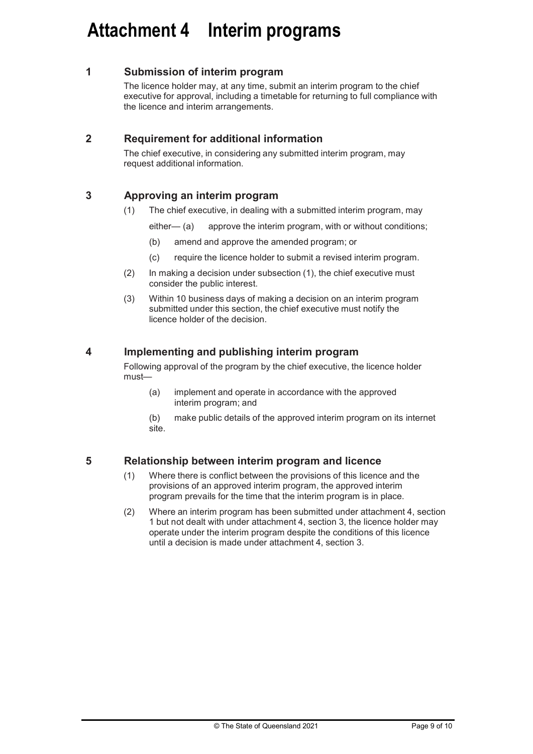# Attachment 4 Interim programs

## 1 Submission of interim program

The licence holder may, at any time, submit an interim program to the chief executive for approval, including a timetable for returning to full compliance with the licence and interim arrangements.

## 2 Requirement for additional information

The chief executive, in considering any submitted interim program, may request additional information.

## 3 Approving an interim program

(1) The chief executive, in dealing with a submitted interim program, may either—

(a) approve the interim program, with or without conditions;

(b) amend and approve the amended program; or

(c) require the licence holder to submit a revised interim program.

(2) In making a decision under subsection (1), the chief executive must consider the public interest.

(3) Within 10 business days of making a decision on an interim program submitted under this section, the chief executive must notify the licence holder of the decision.

## 4 Implementing and publishing interim program

Following approval of the program by the chief executive, the licence holder must—

(a) implement and operate in accordance with the approved interim program; and

(b) make public details of the approved interim program on its internet site.

## 5 Relationship between interim program and licence

(1) Where there is conflict between the provisions of this licence and the provisions of an approved interim program, the approved interim program prevails for the time that the interim program is in place.

(2) Where an interim program has been submitted under attachment 4, section 1 but not dealt with under attachment 4, section 3, the licence holder may operate under the interim program despite the conditions of this licence until a decision is made under attachment 4, section 3.

© The State of Queensland 2021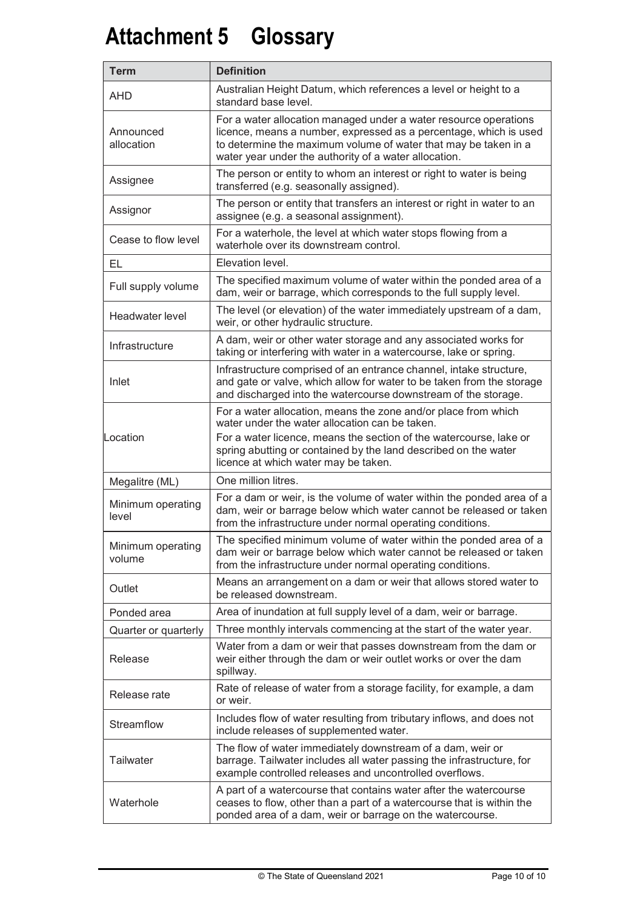# Attachment 5 Glossary

| Term | Definition |
|---|---|
| AHD | Australian Height Datum, which references a level or height to a standard base level. |
| Announced allocation | For a water allocation managed under a water resource operations licence, means a number, expressed as a percentage, which is used to determine the maximum volume of water that may be taken in a water year under the authority of a water allocation. |
| Assignee | The person or entity to whom an interest or right to water is being transferred (e.g. seasonally assigned). |
| Assignor | The person or entity that transfers an interest or right in water to an assignee (e.g. a seasonal assignment). |
| Cease to flow level | For a waterhole, the level at which water stops flowing from a waterhole over its downstream control. |
| EL | Elevation level. |
| Full supply volume | The specified maximum volume of water within the ponded area of a dam, weir or barrage, which corresponds to the full supply level. |
| Headwater level | The level (or elevation) of the water immediately upstream of a dam, weir, or other hydraulic structure. |
| Infrastructure | A dam, weir or other water storage and any associated works for taking or interfering with water in a watercourse, lake or spring. |
| Inlet | Infrastructure comprised of an entrance channel, intake structure, and gate or valve, which allow for water to be taken from the storage and discharged into the watercourse downstream of the storage. |
| Location | For a water allocation, means the zone and/or place from which water under the water allocation can be taken.<br>For a water licence, means the section of the watercourse, lake or spring abutting or contained by the land described on the water licence at which water may be taken. |
| Megalitre (ML) | One million litres. |
| Minimum operating level | For a dam or weir, is the volume of water within the ponded area of a dam, weir or barrage below which water cannot be released or taken from the infrastructure under normal operating conditions. |
| Minimum operating volume | The specified minimum volume of water within the ponded area of a dam weir or barrage below which water cannot be released or taken from the infrastructure under normal operating conditions. |
| Outlet | Means an arrangement on a dam or weir that allows stored water to be released downstream. |
| Ponded area | Area of inundation at full supply level of a dam, weir or barrage. |
| Quarter or quarterly | Three monthly intervals commencing at the start of the water year. |
| Release | Water from a dam or weir that passes downstream from the dam or weir either through the dam or weir outlet works or over the dam spillway. |
| Release rate | Rate of release of water from a storage facility, for example, a dam or weir. |
| Streamflow | Includes flow of water resulting from tributary inflows, and does not include releases of supplemented water. |
| Tailwater | The flow of water immediately downstream of a dam, weir or barrage. Tailwater includes all water passing the infrastructure, for example controlled releases and uncontrolled overflows. |
| Waterhole | A part of a watercourse that contains water after the watercourse ceases to flow, other than a part of a watercourse that is within the ponded area of a dam, weir or barrage on the watercourse. |

© The State of Queensland 2021